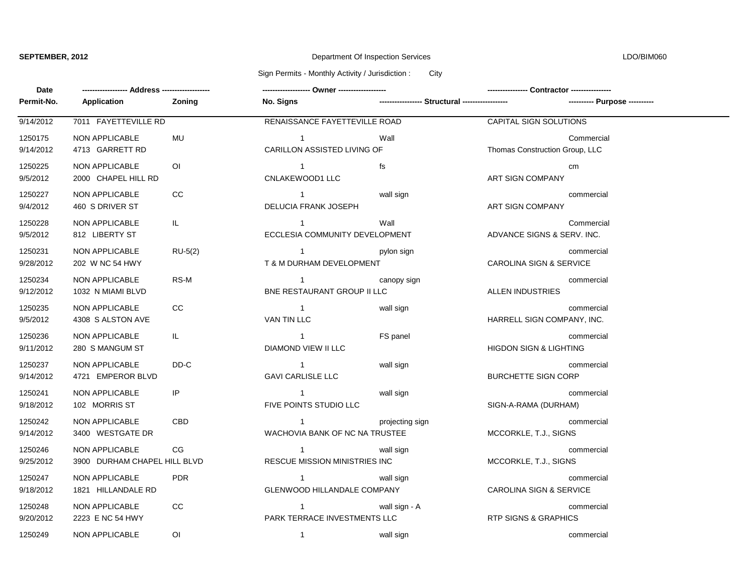**SEPTEMBER, 2012** Department Of Inspection Services LDO/BIM060

Sign Permits - Monthly Activity / Jurisdiction : City

| Date / Permit-No. | Address / Application | Zoning | Owner / No. Signs | Structural | Contractor / Purpose |
|---|---|---|---|---|---|
| 9/14/2012 | 7011 FAYETTEVILLE RD | | RENAISSANCE FAYETTEVILLE ROAD | | CAPITAL SIGN SOLUTIONS |
| 1250175 | NON APPLICABLE | MU | 1 | Wall | Commercial |
| 9/14/2012 | 4713 GARRETT RD | | CARILLON ASSISTED LIVING OF | | Thomas Construction Group, LLC |
| 1250225 | NON APPLICABLE | OI | 1 | fs | cm |
| 9/5/2012 | 2000 CHAPEL HILL RD | | CNLAKEWOOD1 LLC | | ART SIGN COMPANY |
| 1250227 | NON APPLICABLE | CC | 1 | wall sign | commercial |
| 9/4/2012 | 460 S DRIVER ST | | DELUCIA FRANK JOSEPH | | ART SIGN COMPANY |
| 1250228 | NON APPLICABLE | IL | 1 | Wall | Commercial |
| 9/5/2012 | 812 LIBERTY ST | | ECCLESIA COMMUNITY DEVELOPMENT | | ADVANCE SIGNS & SERV. INC. |
| 1250231 | NON APPLICABLE | RU-5(2) | 1 | pylon sign | commercial |
| 9/28/2012 | 202 W NC 54 HWY | | T & M DURHAM DEVELOPMENT | | CAROLINA SIGN & SERVICE |
| 1250234 | NON APPLICABLE | RS-M | 1 | canopy sign | commercial |
| 9/12/2012 | 1032 N MIAMI BLVD | | BNE RESTAURANT GROUP II LLC | | ALLEN INDUSTRIES |
| 1250235 | NON APPLICABLE | CC | 1 | wall sign | commercial |
| 9/5/2012 | 4308 S ALSTON AVE | | VAN TIN LLC | | HARRELL SIGN COMPANY, INC. |
| 1250236 | NON APPLICABLE | IL | 1 | FS panel | commercial |
| 9/11/2012 | 280 S MANGUM ST | | DIAMOND VIEW II LLC | | HIGDON SIGN & LIGHTING |
| 1250237 | NON APPLICABLE | DD-C | 1 | wall sign | commercial |
| 9/14/2012 | 4721 EMPEROR BLVD | | GAVI CARLISLE LLC | | BURCHETTE SIGN CORP |
| 1250241 | NON APPLICABLE | IP | 1 | wall sign | commercial |
| 9/18/2012 | 102 MORRIS ST | | FIVE POINTS STUDIO LLC | | SIGN-A-RAMA (DURHAM) |
| 1250242 | NON APPLICABLE | CBD | 1 | projecting sign | commercial |
| 9/14/2012 | 3400 WESTGATE DR | | WACHOVIA BANK OF NC NA TRUSTEE | | MCCORKLE, T.J., SIGNS |
| 1250246 | NON APPLICABLE | CG | 1 | wall sign | commercial |
| 9/25/2012 | 3900 DURHAM CHAPEL HILL BLVD | | RESCUE MISSION MINISTRIES INC | | MCCORKLE, T.J., SIGNS |
| 1250247 | NON APPLICABLE | PDR | 1 | wall sign | commercial |
| 9/18/2012 | 1821 HILLANDALE RD | | GLENWOOD HILLANDALE COMPANY | | CAROLINA SIGN & SERVICE |
| 1250248 | NON APPLICABLE | CC | 1 | wall sign - A | commercial |
| 9/20/2012 | 2223 E NC 54 HWY | | PARK TERRACE INVESTMENTS LLC | | RTP SIGNS & GRAPHICS |
| 1250249 | NON APPLICABLE | OI | 1 | wall sign | commercial |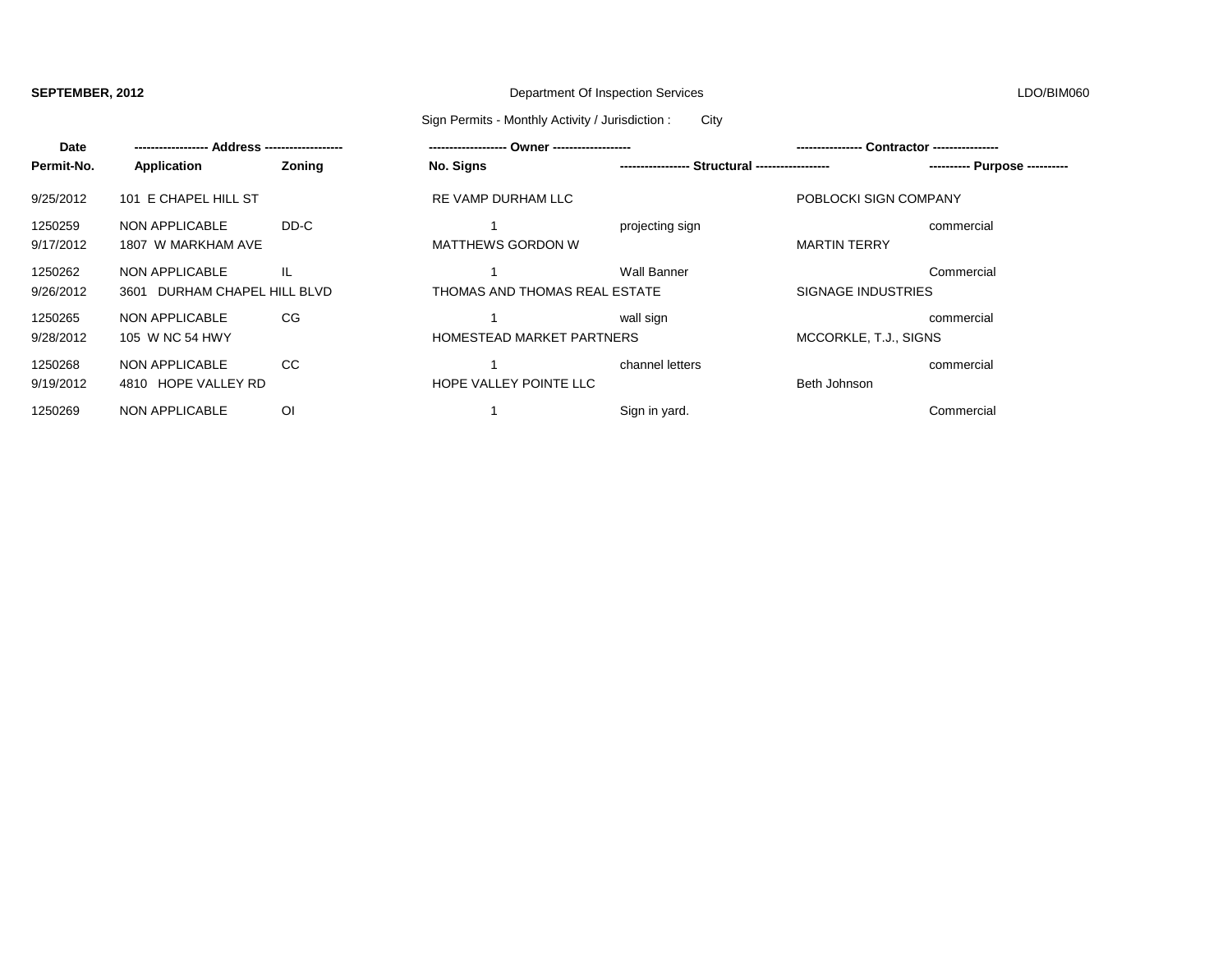**SEPTEMBER, 2012** Department Of Inspection Services LDO/BIM060

Sign Permits - Monthly Activity / Jurisdiction : City

| Date / Permit-No. | Address / Application | Zoning | Owner / No. Signs | Structural | Contractor / Purpose |
|---|---|---|---|---|---|
| 9/25/2012 | 101 E CHAPEL HILL ST | | RE VAMP DURHAM LLC | | POBLOCKI SIGN COMPANY |
| 1250259 | NON APPLICABLE | DD-C | 1 | projecting sign | commercial |
| 9/17/2012 | 1807 W MARKHAM AVE | | MATTHEWS GORDON W | | MARTIN TERRY |
| 1250262 | NON APPLICABLE | IL | 1 | Wall Banner | Commercial |
| 9/26/2012 | 3601 DURHAM CHAPEL HILL BLVD | | THOMAS AND THOMAS REAL ESTATE | | SIGNAGE INDUSTRIES |
| 1250265 | NON APPLICABLE | CG | 1 | wall sign | commercial |
| 9/28/2012 | 105 W NC 54 HWY | | HOMESTEAD MARKET PARTNERS | | MCCORKLE, T.J., SIGNS |
| 1250268 | NON APPLICABLE | CC | 1 | channel letters | commercial |
| 9/19/2012 | 4810 HOPE VALLEY RD | | HOPE VALLEY POINTE LLC | | Beth Johnson |
| 1250269 | NON APPLICABLE | OI | 1 | Sign in yard. | Commercial |